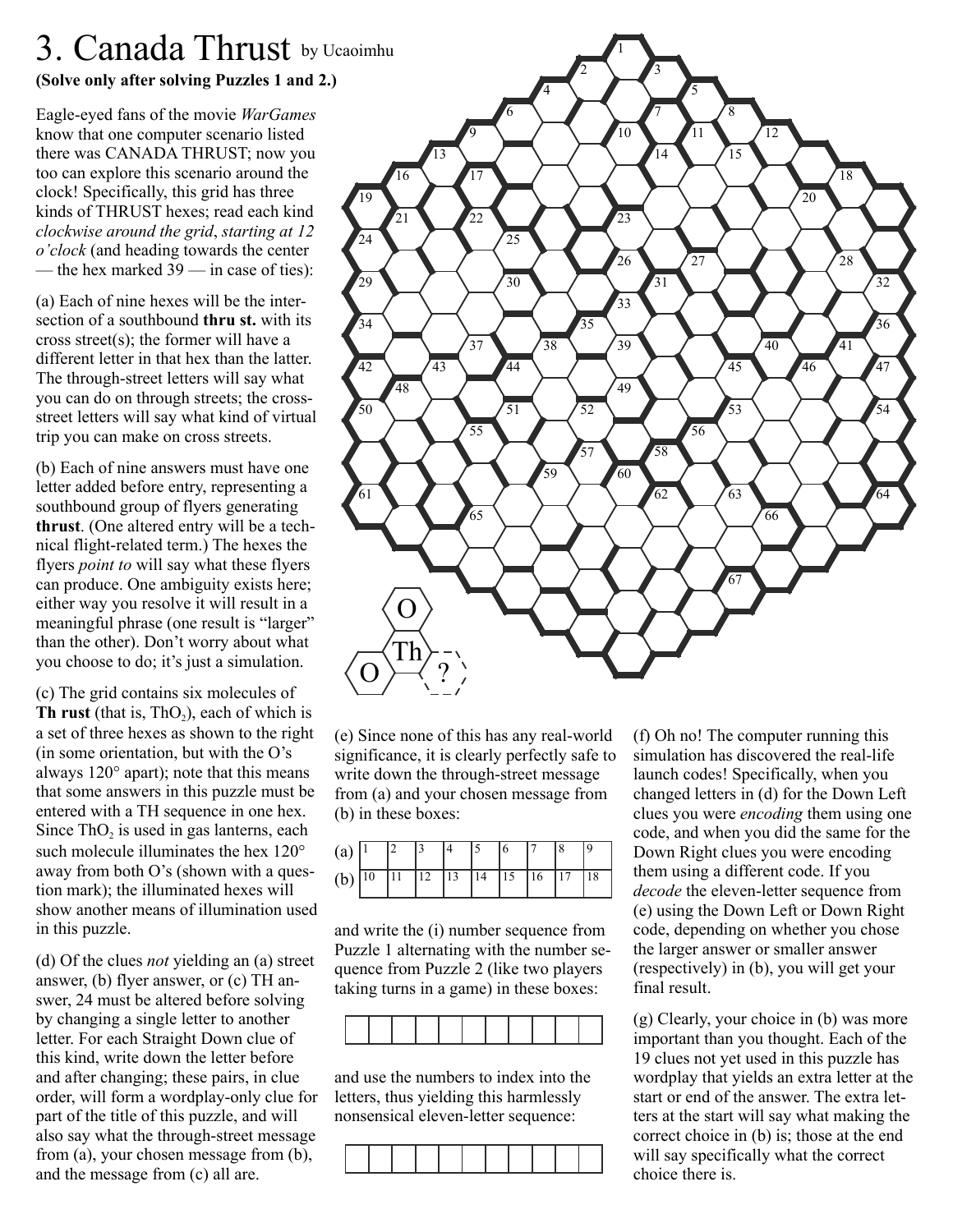# 3. Canada Thrust by Ucaoimhu

**(Solve only after solving Puzzles 1 and 2.)**

Eagle-eyed fans of the movie *WarGames* know that one computer scenario listed there was CANADA THRUST; now you too can explore this scenario around the clock! Specifically, this grid has three kinds of THRUST hexes; read each kind *clockwise around the grid*, *starting at 12 o'clock* (and heading towards the center — the hex marked 39 — in case of ties):

(a) Each of nine hexes will be the intersection of a southbound **thru st.** with its cross street(s); the former will have a different letter in that hex than the latter. The through-street letters will say what you can do on through streets; the cross-street letters will say what kind of virtual trip you can make on cross streets.

(b) Each of nine answers must have one letter added before entry, representing a southbound group of flyers generating **thrust**. (One altered entry will be a technical flight-related term.) The hexes the flyers *point to* will say what these flyers can produce. One ambiguity exists here; either way you resolve it will result in a meaningful phrase (one result is "larger" than the other). Don't worry about what you choose to do; it's just a simulation.

(c) The grid contains six molecules of **Th rust** (that is, $ThO_2$), each of which is a set of three hexes as shown to the right (in some orientation, but with the O's always 120° apart); note that this means that some answers in this puzzle must be entered with a TH sequence in one hex. Since $ThO_2$ is used in gas lanterns, each such molecule illuminates the hex 120° away from both O's (shown with a question mark); the illuminated hexes will show another means of illumination used in this puzzle.

(d) Of the clues *not* yielding an (a) street answer, (b) flyer answer, or (c) TH answer, 24 must be altered before solving by changing a single letter to another letter. For each Straight Down clue of this kind, write down the letter before and after changing; these pairs, in clue order, will form a wordplay-only clue for part of the title of this puzzle, and will also say what the through-street message from (a), your chosen message from (b), and the message from (c) all are.

(e) Since none of this has any real-world significance, it is clearly perfectly safe to write down the through-street message from (a) and your chosen message from (b) in these boxes:

| | | | | | | | | | |
|---|---|---|---|---|---|---|---|---|---|
| (a) | 1 | 2 | 3 | 4 | 5 | 6 | 7 | 8 | 9 |
| (b) | 10 | 11 | 12 | 13 | 14 | 15 | 16 | 17 | 18 |

and write the (i) number sequence from Puzzle 1 alternating with the number sequence from Puzzle 2 (like two players taking turns in a game) in these boxes:

| | | | | | | | | | | |
|---|---|---|---|---|---|---|---|---|---|---|
| | | | | | | | | | | |

and use the numbers to index into the letters, thus yielding this harmlessly nonsensical eleven-letter sequence:

| | | | | | | | | | | |
|---|---|---|---|---|---|---|---|---|---|---|
| | | | | | | | | | | |

(f) Oh no! The computer running this simulation has discovered the real-life launch codes! Specifically, when you changed letters in (d) for the Down Left clues you were *encoding* them using one code, and when you did the same for the Down Right clues you were encoding them using a different code. If you *decode* the eleven-letter sequence from (e) using the Down Left or Down Right code, depending on whether you chose the larger answer or smaller answer (respectively) in (b), you will get your final result.

(g) Clearly, your choice in (b) was more important than you thought. Each of the 19 clues not yet used in this puzzle has wordplay that yields an extra letter at the start or end of the answer. The extra letters at the start will say what making the correct choice in (b) is; those at the end will say specifically what the correct choice there is.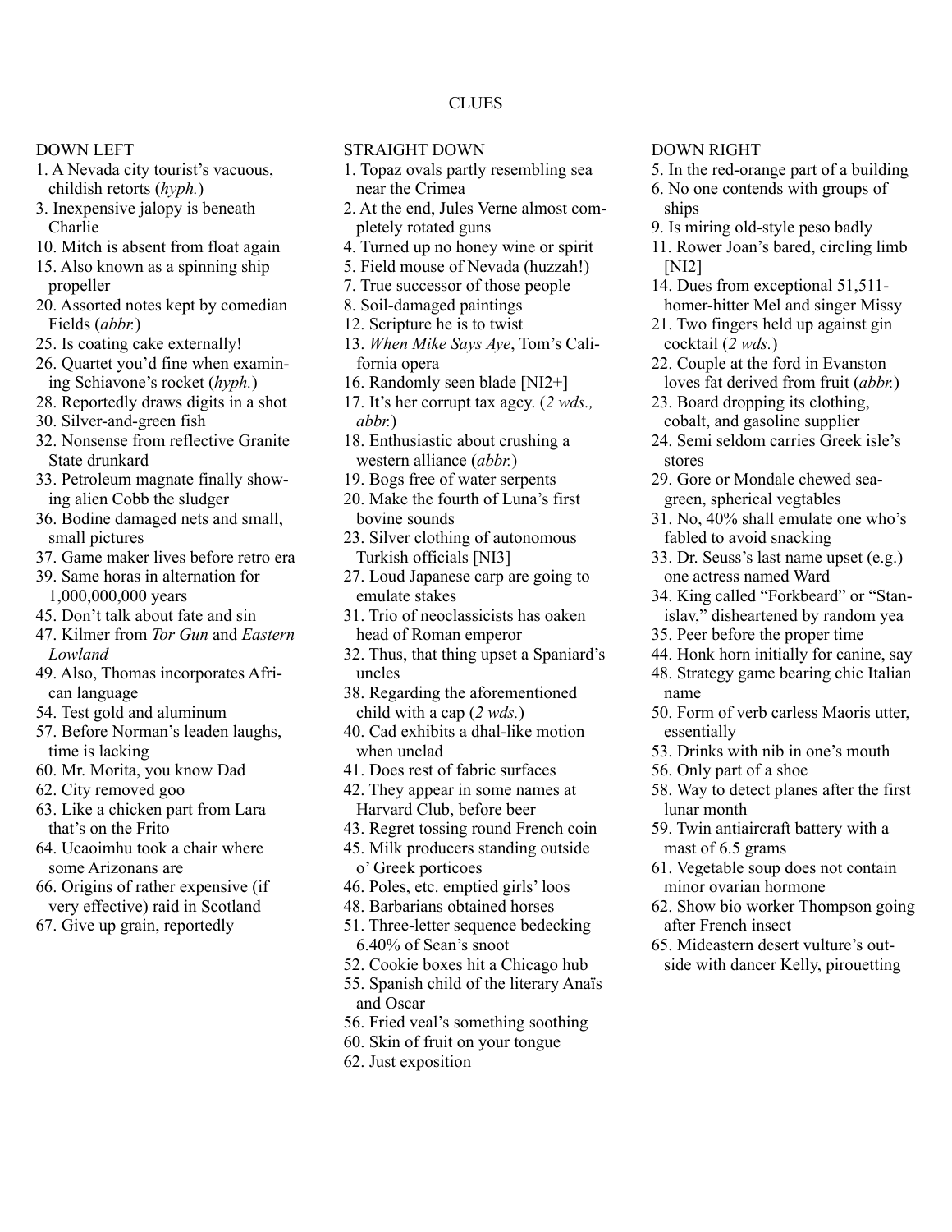# CLUES

## DOWN LEFT

1. A Nevada city tourist's vacuous, childish retorts (*hyph.*)
3. Inexpensive jalopy is beneath Charlie
10. Mitch is absent from float again
15. Also known as a spinning ship propeller
20. Assorted notes kept by comedian Fields (*abbr.*)
25. Is coating cake externally!
26. Quartet you'd fine when examining Schiavone's rocket (*hyph.*)
28. Reportedly draws digits in a shot
30. Silver-and-green fish
32. Nonsense from reflective Granite State drunkard
33. Petroleum magnate finally showing alien Cobb the sludger
36. Bodine damaged nets and small, small pictures
37. Game maker lives before retro era
39. Same horas in alternation for 1,000,000,000 years
45. Don't talk about fate and sin
47. Kilmer from *Tor Gun* and *Eastern Lowland*
49. Also, Thomas incorporates African language
54. Test gold and aluminum
57. Before Norman's leaden laughs, time is lacking
60. Mr. Morita, you know Dad
62. City removed goo
63. Like a chicken part from Lara that's on the Frito
64. Ucaoimhu took a chair where some Arizonans are
66. Origins of rather expensive (if very effective) raid in Scotland
67. Give up grain, reportedly

## STRAIGHT DOWN

1. Topaz ovals partly resembling sea near the Crimea
2. At the end, Jules Verne almost completely rotated guns
4. Turned up no honey wine or spirit
5. Field mouse of Nevada (huzzah!)
7. True successor of those people
8. Soil-damaged paintings
12. Scripture he is to twist
13. *When Mike Says Aye*, Tom's California opera
16. Randomly seen blade [NI2+]
17. It's her corrupt tax agcy. (*2 wds., abbr.*)
18. Enthusiastic about crushing a western alliance (*abbr.*)
19. Bogs free of water serpents
20. Make the fourth of Luna's first bovine sounds
23. Silver clothing of autonomous Turkish officials [NI3]
27. Loud Japanese carp are going to emulate stakes
31. Trio of neoclassicists has oaken head of Roman emperor
32. Thus, that thing upset a Spaniard's uncles
38. Regarding the aforementioned child with a cap (*2 wds.*)
40. Cad exhibits a dhal-like motion when unclad
41. Does rest of fabric surfaces
42. They appear in some names at Harvard Club, before beer
43. Regret tossing round French coin
45. Milk producers standing outside o' Greek porticoes
46. Poles, etc. emptied girls' loos
48. Barbarians obtained horses
51. Three-letter sequence bedecking 6.40% of Sean's snoot
52. Cookie boxes hit a Chicago hub
55. Spanish child of the literary Anaïs and Oscar
56. Fried veal's something soothing
60. Skin of fruit on your tongue
62. Just exposition

## DOWN RIGHT

5. In the red-orange part of a building
6. No one contends with groups of ships
9. Is miring old-style peso badly
11. Rower Joan's bared, circling limb [NI2]
14. Dues from exceptional 51,511-homer-hitter Mel and singer Missy
21. Two fingers held up against gin cocktail (*2 wds.*)
22. Couple at the ford in Evanston loves fat derived from fruit (*abbr.*)
23. Board dropping its clothing, cobalt, and gasoline supplier
24. Semi seldom carries Greek isle's stores
29. Gore or Mondale chewed sea-green, spherical vegtables
31. No, 40% shall emulate one who's fabled to avoid snacking
33. Dr. Seuss's last name upset (e.g.) one actress named Ward
34. King called "Forkbeard" or "Stanislav," disheartened by random yea
35. Peer before the proper time
44. Honk horn initially for canine, say
48. Strategy game bearing chic Italian name
50. Form of verb carless Maoris utter, essentially
53. Drinks with nib in one's mouth
56. Only part of a shoe
58. Way to detect planes after the first lunar month
59. Twin antiaircraft battery with a mast of 6.5 grams
61. Vegetable soup does not contain minor ovarian hormone
62. Show bio worker Thompson going after French insect
65. Mideastern desert vulture's outside with dancer Kelly, pirouetting